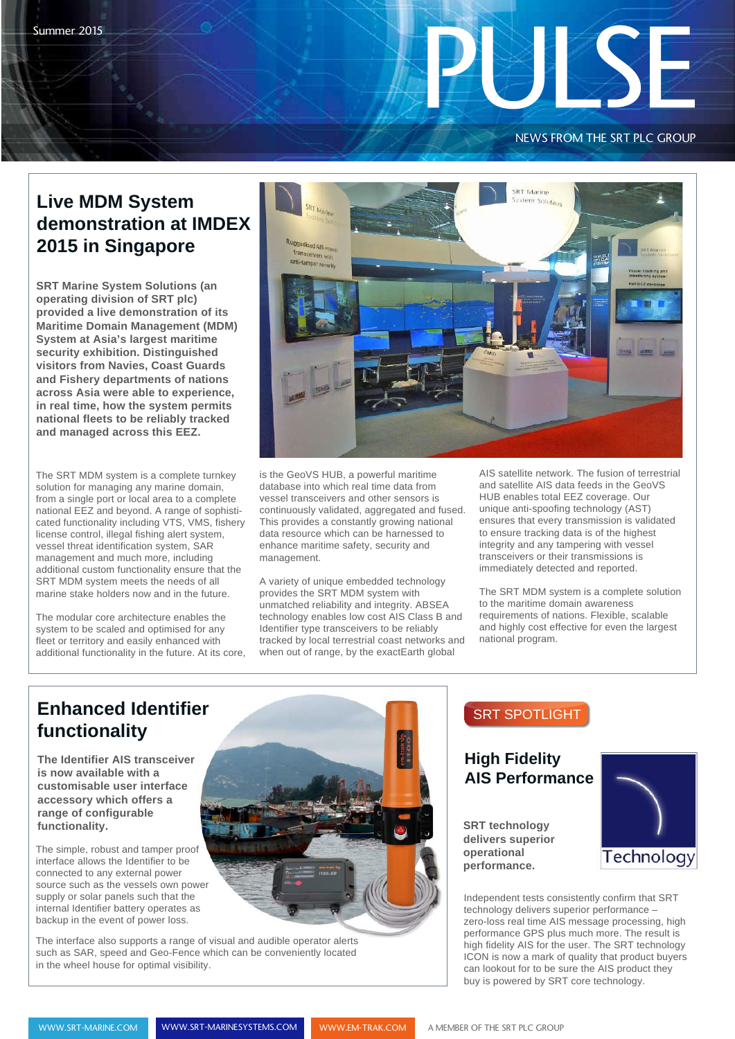Summer 2015

# PULSE

NEWS FROM THE SRT PLC GROUP

## Live MDM System demonstration at IMDEX 2015 in Singapore

**SRT Marine System Solutions (an operating division of SRT plc) provided a live demonstration of its Maritime Domain Management (MDM) System at Asia's largest maritime security exhibition. Distinguished visitors from Navies, Coast Guards and Fishery departments of nations across Asia were able to experience, in real time, how the system permits national fleets to be reliably tracked and managed across this EEZ.**

The SRT MDM system is a complete turnkey solution for managing any marine domain, from a single port or local area to a complete national EEZ and beyond. A range of sophisticated functionality including VTS, VMS, fishery license control, illegal fishing alert system, vessel threat identification system, SAR management and much more, including additional custom functionality ensure that the SRT MDM system meets the needs of all marine stake holders now and in the future.

The modular core architecture enables the system to be scaled and optimised for any fleet or territory and easily enhanced with additional functionality in the future. At its core, is the GeoVS HUB, a powerful maritime database into which real time data from vessel transceivers and other sensors is continuously validated, aggregated and fused. This provides a constantly growing national data resource which can be harnessed to enhance maritime safety, security and management.

A variety of unique embedded technology provides the SRT MDM system with unmatched reliability and integrity. ABSEA technology enables low cost AIS Class B and Identifier type transceivers to be reliably tracked by local terrestrial coast networks and when out of range, by the exactEarth global AIS satellite network. The fusion of terrestrial and satellite AIS data feeds in the GeoVS HUB enables total EEZ coverage. Our unique anti-spoofing technology (AST) ensures that every transmission is validated to ensure tracking data is of the highest integrity and any tampering with vessel transceivers or their transmissions is immediately detected and reported.

The SRT MDM system is a complete solution to the maritime domain awareness requirements of nations. Flexible, scalable and highly cost effective for even the largest national program.

## Enhanced Identifier functionality

**The Identifier AIS transceiver is now available with a customisable user interface accessory which offers a range of configurable functionality.**

The simple, robust and tamper proof interface allows the Identifier to be connected to any external power source such as the vessels own power supply or solar panels such that the internal Identifier battery operates as backup in the event of power loss.

The interface also supports a range of visual and audible operator alerts such as SAR, speed and Geo-Fence which can be conveniently located in the wheel house for optimal visibility.

## SRT SPOTLIGHT

### High Fidelity AIS Performance

Technology

**SRT technology delivers superior operational performance.**

Independent tests consistently confirm that SRT technology delivers superior performance – zero-loss real time AIS message processing, high performance GPS plus much more. The result is high fidelity AIS for the user. The SRT technology ICON is now a mark of quality that product buyers can lookout for to be sure the AIS product they buy is powered by SRT core technology.

WWW.SRT-MARINE.COM | WWW.SRT-MARINESYSTEMS.COM | WWW.EM-TRAK.COM | A MEMBER OF THE SRT PLC GROUP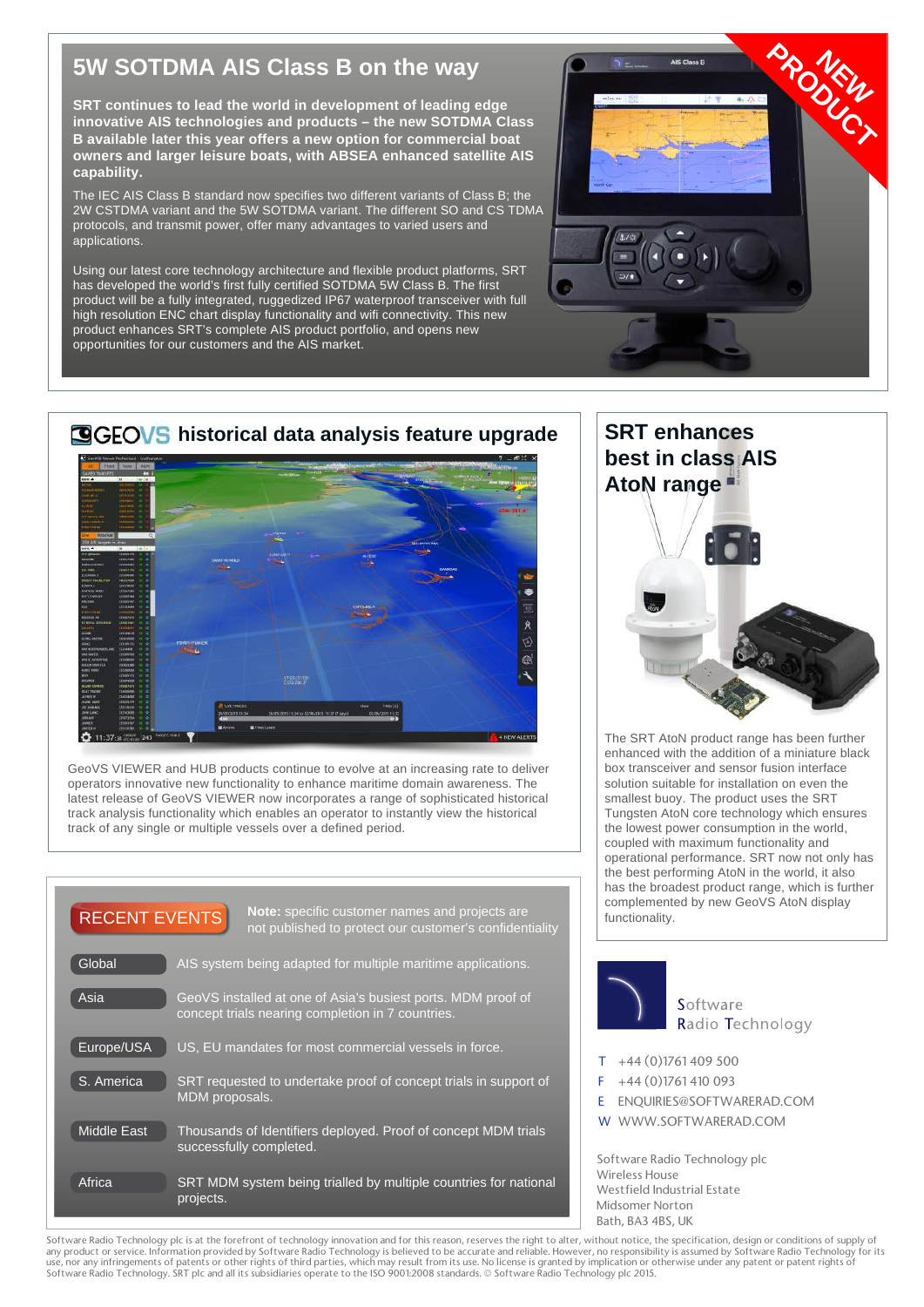# 5W SOTDMA AIS Class B on the way

NEW PRODUCT

**SRT continues to lead the world in development of leading edge innovative AIS technologies and products – the new SOTDMA Class B available later this year offers a new option for commercial boat owners and larger leisure boats, with ABSEA enhanced satellite AIS capability.**

The IEC AIS Class B standard now specifies two different variants of Class B; the 2W CSTDMA variant and the 5W SOTDMA variant. The different SO and CS TDMA protocols, and transmit power, offer many advantages to varied users and applications.

Using our latest core technology architecture and flexible product platforms, SRT has developed the world's first fully certified SOTDMA 5W Class B. The first product will be a fully integrated, ruggedized IP67 waterproof transceiver with full high resolution ENC chart display functionality and wifi connectivity. This new product enhances SRT's complete AIS product portfolio, and opens new opportunities for our customers and the AIS market.

## GEOVS historical data analysis feature upgrade

GeoVS VIEWER and HUB products continue to evolve at an increasing rate to deliver operators innovative new functionality to enhance maritime domain awareness. The latest release of GeoVS VIEWER now incorporates a range of sophisticated historical track analysis functionality which enables an operator to instantly view the historical track of any single or multiple vessels over a defined period.

## SRT enhances best in class AIS AtoN range

The SRT AtoN product range has been further enhanced with the addition of a miniature black box transceiver and sensor fusion interface solution suitable for installation on even the smallest buoy. The product uses the SRT Tungsten AtoN core technology which ensures the lowest power consumption in the world, coupled with maximum functionality and operational performance. SRT now not only has the best performing AtoN in the world, it also has the broadest product range, which is further complemented by new GeoVS AtoN display functionality.

## RECENT EVENTS

**Note:** specific customer names and projects are not published to protect our customer's confidentiality

| | |
|---|---|
| Global | AIS system being adapted for multiple maritime applications. |
| Asia | GeoVS installed at one of Asia's busiest ports. MDM proof of concept trials nearing completion in 7 countries. |
| Europe/USA | US, EU mandates for most commercial vessels in force. |
| S. America | SRT requested to undertake proof of concept trials in support of MDM proposals. |
| Middle East | Thousands of Identifiers deployed. Proof of concept MDM trials successfully completed. |
| Africa | SRT MDM system being trialled by multiple countries for national projects. |

Software Radio Technology

T +44 (0)1761 409 500
F +44 (0)1761 410 093
E ENQUIRIES@SOFTWARERAD.COM
W WWW.SOFTWARERAD.COM

Software Radio Technology plc
Wireless House
Westfield Industrial Estate
Midsomer Norton
Bath, BA3 4BS, UK

Software Radio Technology plc is at the forefront of technology innovation and for this reason, reserves the right to alter, without notice, the specification, design or conditions of supply of any product or service. Information provided by Software Radio Technology is believed to be accurate and reliable. However, no responsibility is assumed by Software Radio Technology for its use, nor any infringements of patents or other rights of third parties, which may result from its use. No license is granted by implication or otherwise under any patent or patent rights of Software Radio Technology. SRT plc and all its subsidiaries operate to the ISO 9001:2008 standards. © Software Radio Technology plc 2015.